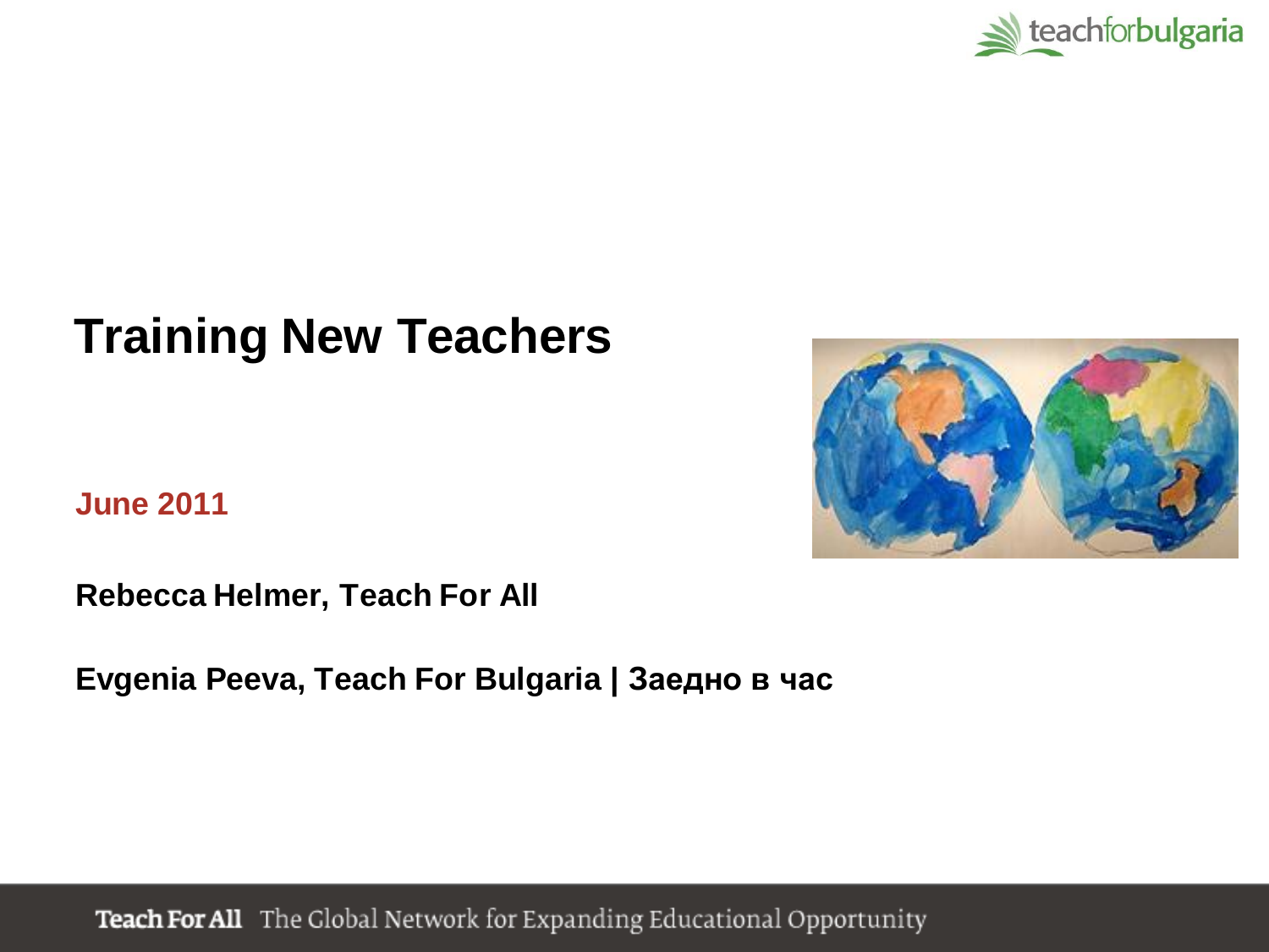# Training New Teachers

**June 2011**

**Rebecca Helmer, Teach For All**

**Evgenia Peeva, Teach For Bulgaria | Заедно в час**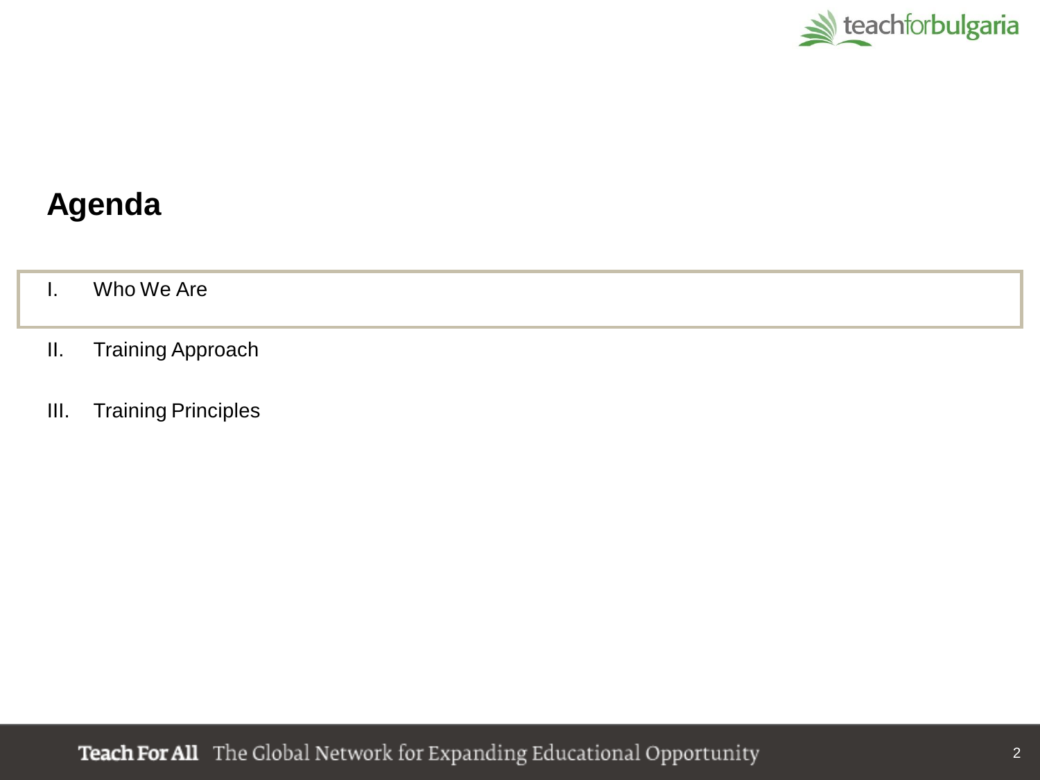# Agenda

I. Who We Are

II. Training Approach

III. Training Principles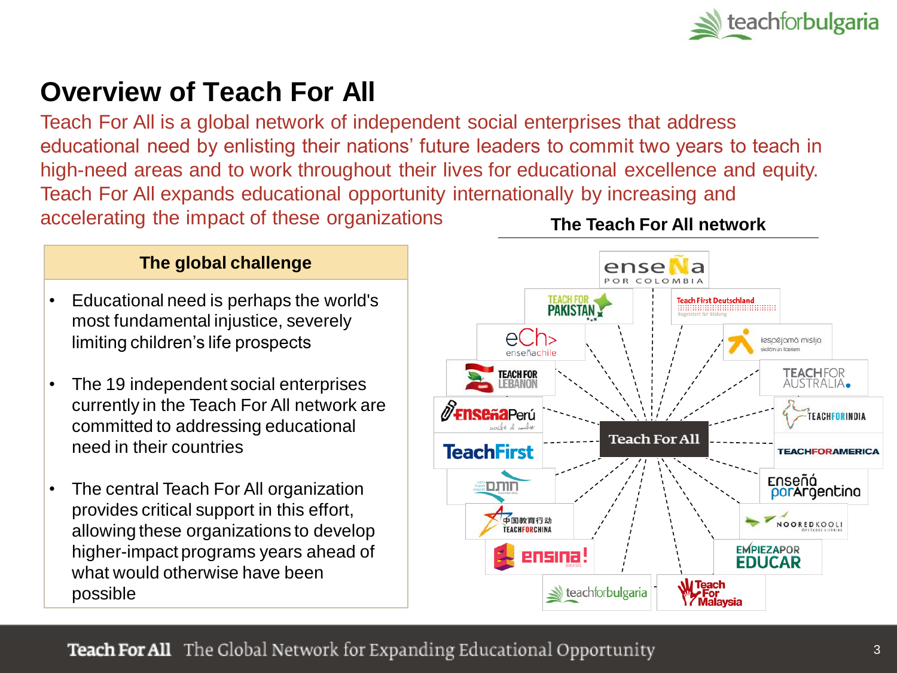# Overview of Teach For All

Teach For All is a global network of independent social enterprises that address educational need by enlisting their nations' future leaders to commit two years to teach in high-need areas and to work throughout their lives for educational excellence and equity. Teach For All expands educational opportunity internationally by increasing and accelerating the impact of these organizations

## The global challenge

- Educational need is perhaps the world's most fundamental injustice, severely limiting children's life prospects
- The 19 independent social enterprises currently in the Teach For All network are committed to addressing educational need in their countries
- The central Teach For All organization provides critical support in this effort, allowing these organizations to develop higher-impact programs years ahead of what would otherwise have been possible

## The Teach For All network

Teach For All

- Enseña por Colombia
- Teach First Deutschland
- Teach For Pakistan
- Iespējamā misija
- Enseña Chile
- Teach For Australia
- Teach For Lebanon
- Teach For India
- Enseña Perú
- Teach For America
- Teach First
- Enseñá por Argentina
- חותם
- Noored Kooli
- 中国教育行动 Teach For China
- Empieza por Educar
- Ensina! Brasil
- Teach For Malaysia
- teachforbulgaria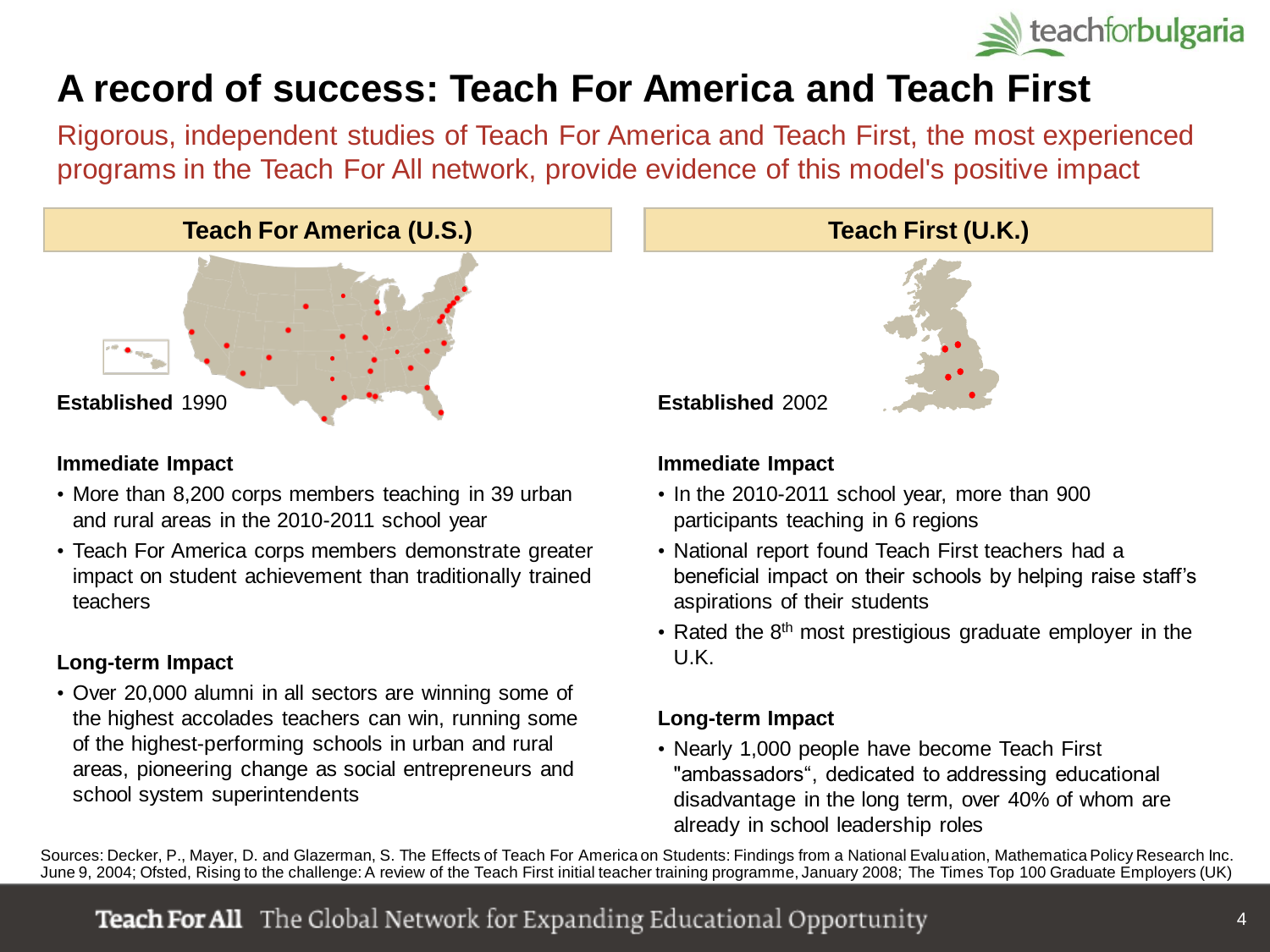# A record of success: Teach For America and Teach First

Rigorous, independent studies of Teach For America and Teach First, the most experienced programs in the Teach For All network, provide evidence of this model's positive impact

## Teach For America (U.S.)

**Established** 1990

**Immediate Impact**

- More than 8,200 corps members teaching in 39 urban and rural areas in the 2010-2011 school year
- Teach For America corps members demonstrate greater impact on student achievement than traditionally trained teachers

**Long-term Impact**

- Over 20,000 alumni in all sectors are winning some of the highest accolades teachers can win, running some of the highest-performing schools in urban and rural areas, pioneering change as social entrepreneurs and school system superintendents

## Teach First (U.K.)

**Established** 2002

**Immediate Impact**

- In the 2010-2011 school year, more than 900 participants teaching in 6 regions
- National report found Teach First teachers had a beneficial impact on their schools by helping raise staff's aspirations of their students
- Rated the 8th most prestigious graduate employer in the U.K.

**Long-term Impact**

- Nearly 1,000 people have become Teach First "ambassadors", dedicated to addressing educational disadvantage in the long term, over 40% of whom are already in school leadership roles

Sources: Decker, P., Mayer, D. and Glazerman, S. The Effects of Teach For America on Students: Findings from a National Evaluation, Mathematica Policy Research Inc. June 9, 2004; Ofsted, Rising to the challenge: A review of the Teach First initial teacher training programme, January 2008; The Times Top 100 Graduate Employers (UK)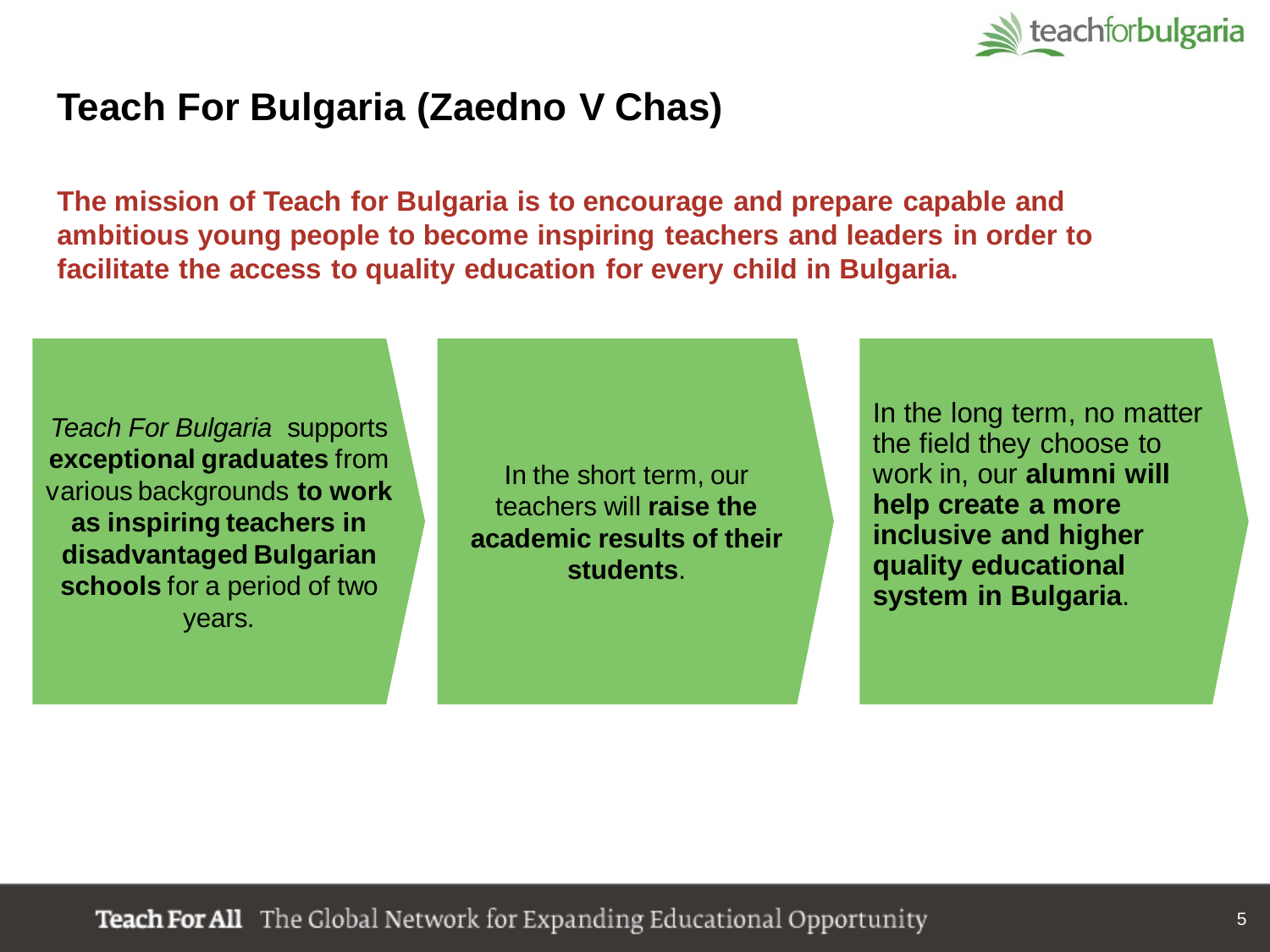# Teach For Bulgaria (Zaedno V Chas)

**The mission of Teach for Bulgaria is to encourage and prepare capable and ambitious young people to become inspiring teachers and leaders in order to facilitate the access to quality education for every child in Bulgaria.**

*Teach For Bulgaria* supports **exceptional graduates** from various backgrounds **to work as inspiring teachers in disadvantaged Bulgarian schools** for a period of two years.

In the short term, our teachers will **raise the academic results of their students**.

In the long term, no matter the field they choose to work in, our **alumni will help create a more inclusive and higher quality educational system in Bulgaria**.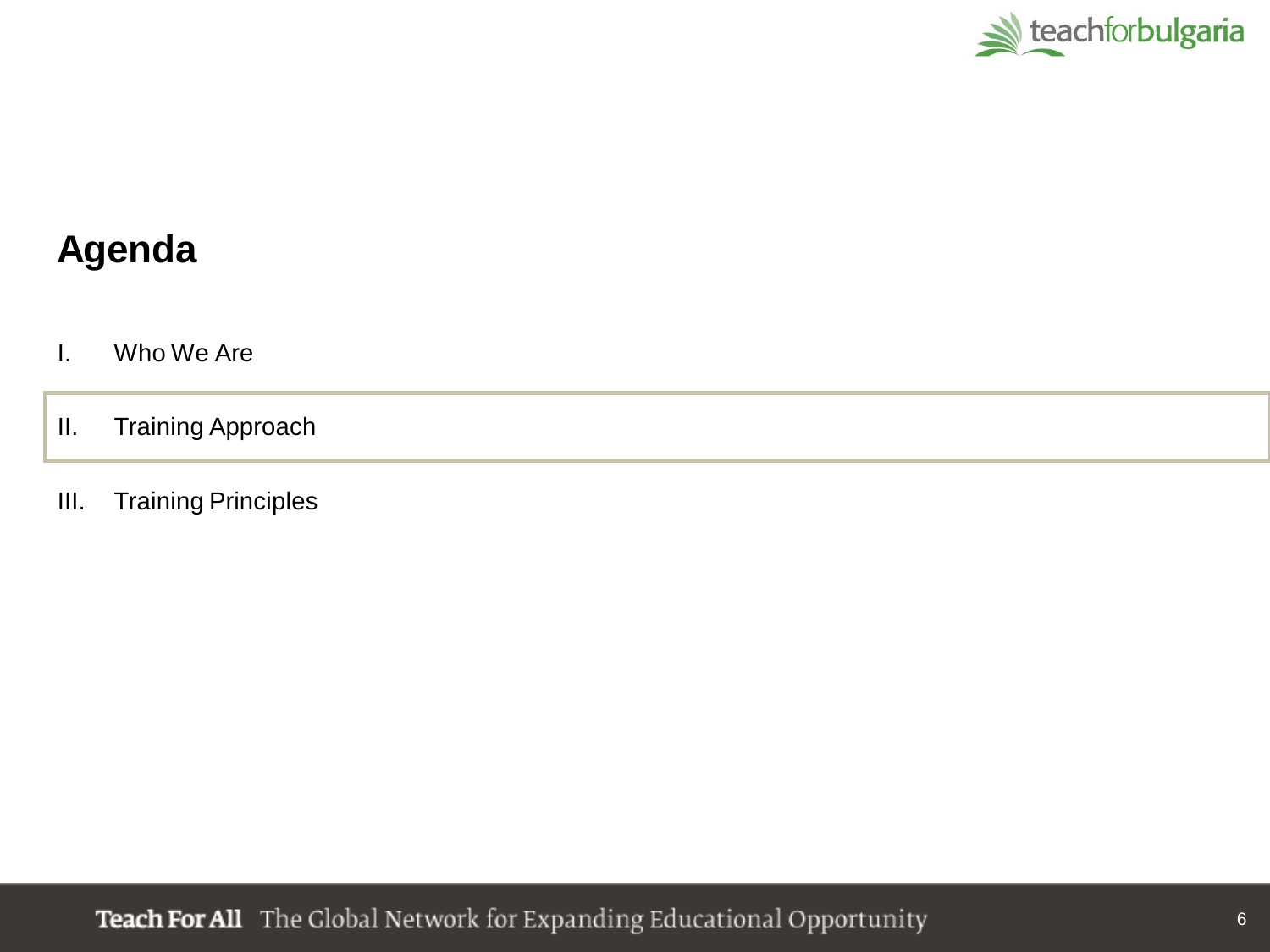# Agenda

I. Who We Are

II. Training Approach

III. Training Principles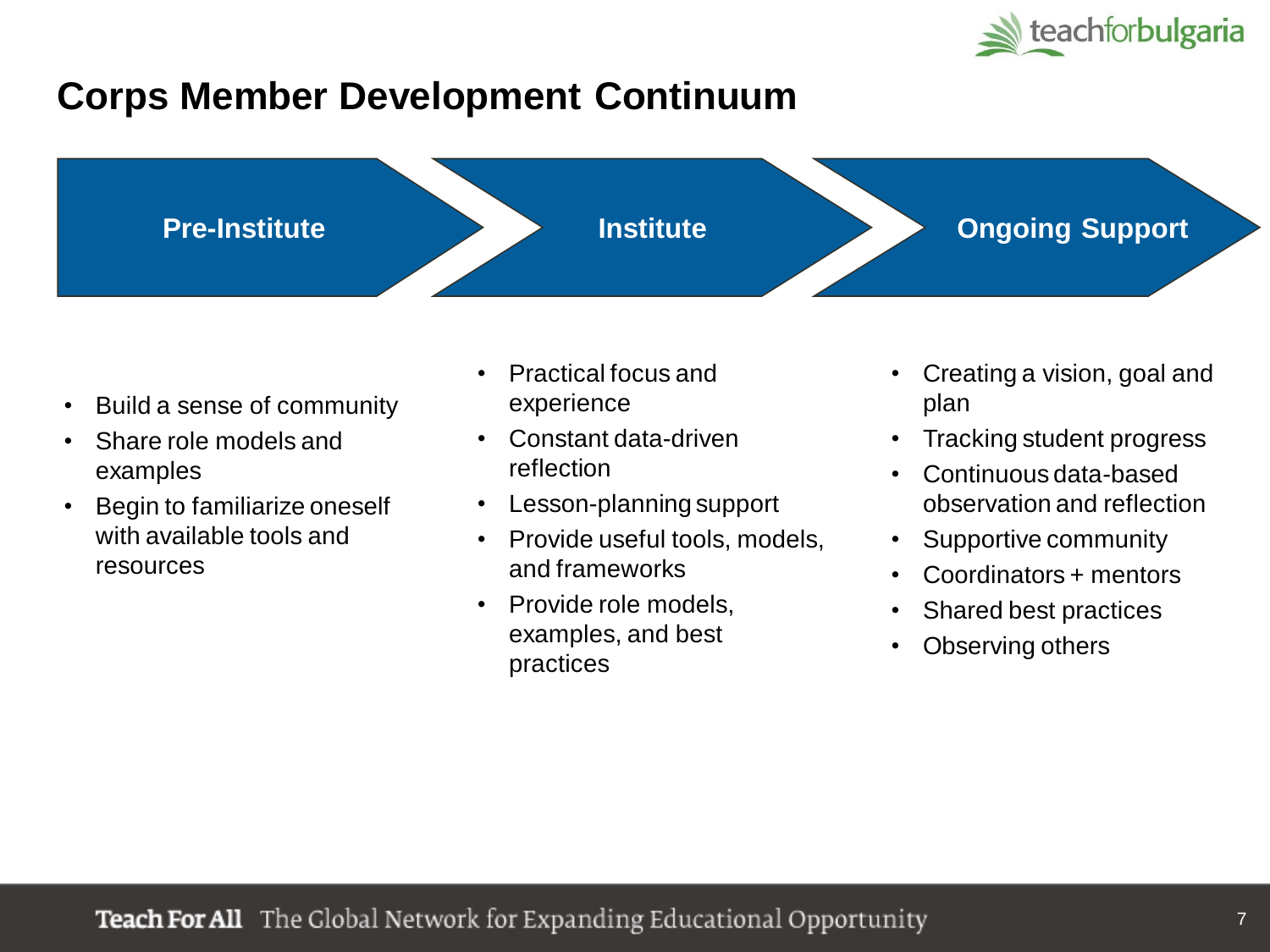# Corps Member Development Continuum

**Pre-Institute** → **Institute** → **Ongoing Support**

## Pre-Institute

- Build a sense of community
- Share role models and examples
- Begin to familiarize oneself with available tools and resources

## Institute

- Practical focus and experience
- Constant data-driven reflection
- Lesson-planning support
- Provide useful tools, models, and frameworks
- Provide role models, examples, and best practices

## Ongoing Support

- Creating a vision, goal and plan
- Tracking student progress
- Continuous data-based observation and reflection
- Supportive community
- Coordinators + mentors
- Shared best practices
- Observing others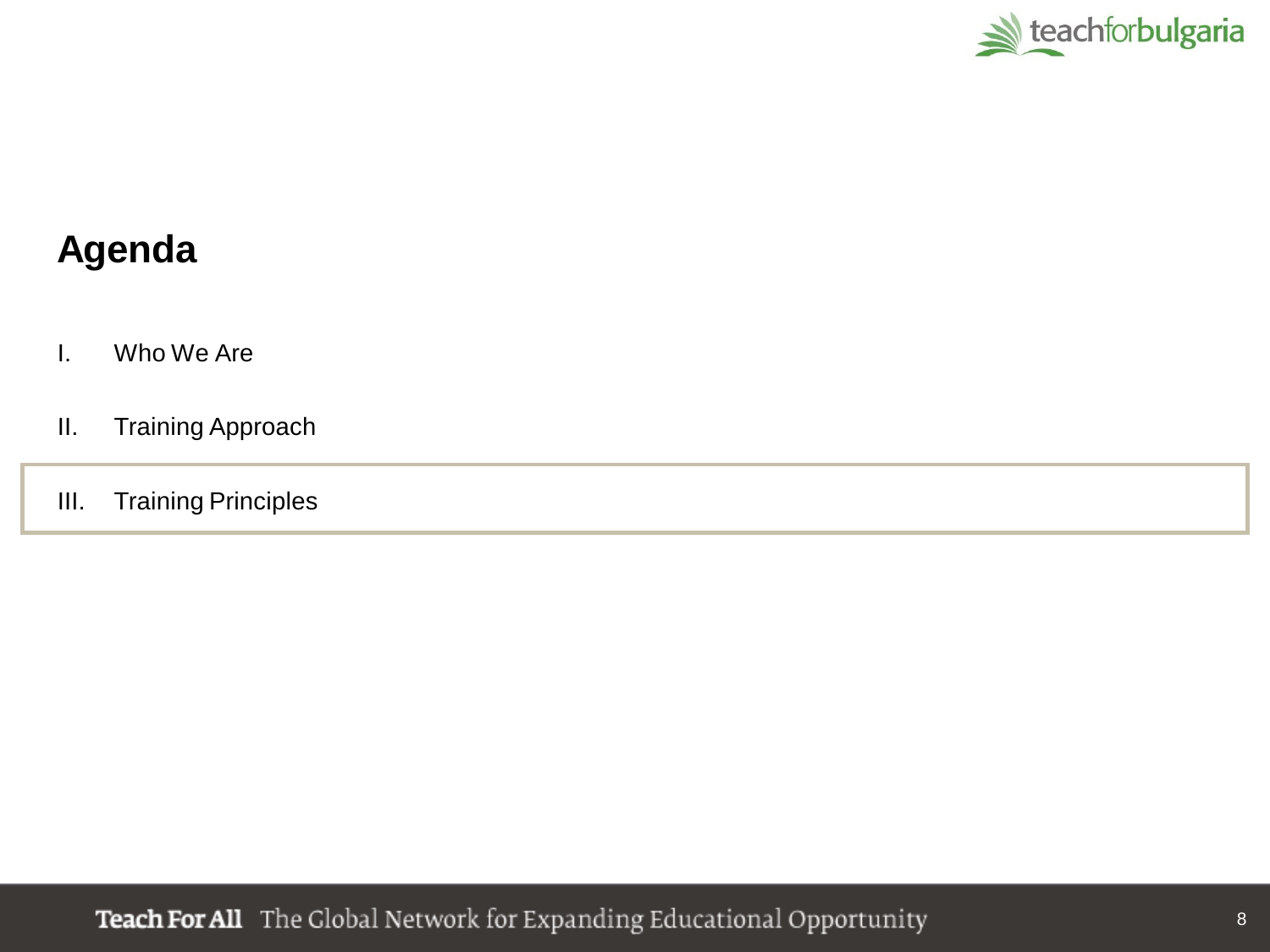# Agenda

I. Who We Are

II. Training Approach

III. Training Principles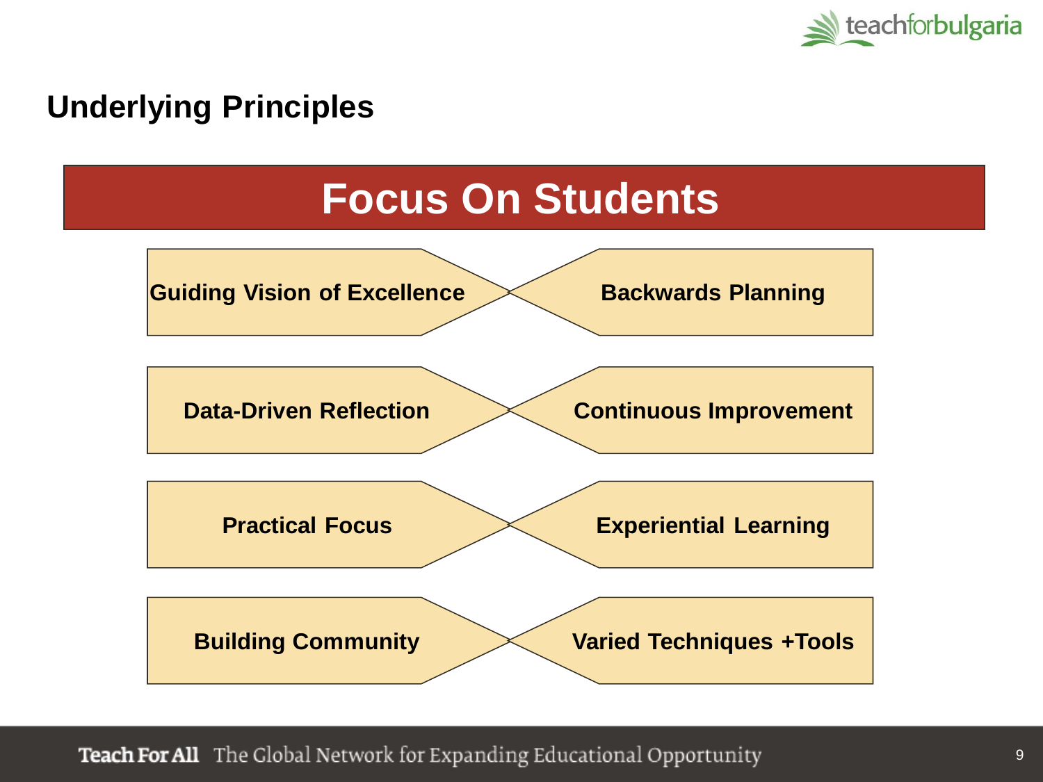## Underlying Principles

# Focus On Students

| | |
|---|---|
| Guiding Vision of Excellence | Backwards Planning |
| Data-Driven Reflection | Continuous Improvement |
| Practical Focus | Experiential Learning |
| Building Community | Varied Techniques +Tools |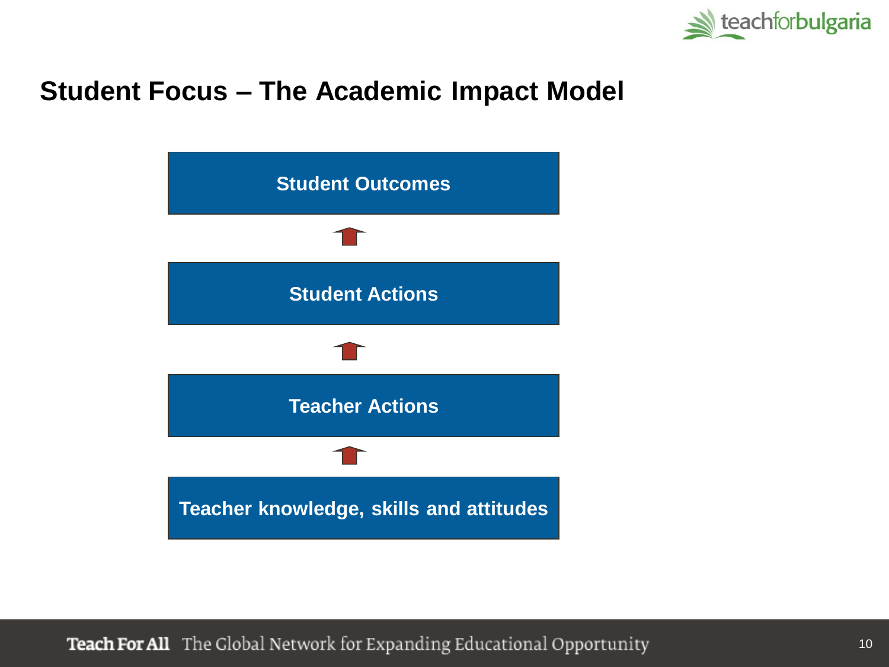## Student Focus – The Academic Impact Model

- Student Outcomes
- ↑
- Student Actions
- ↑
- Teacher Actions
- ↑
- Teacher knowledge, skills and attitudes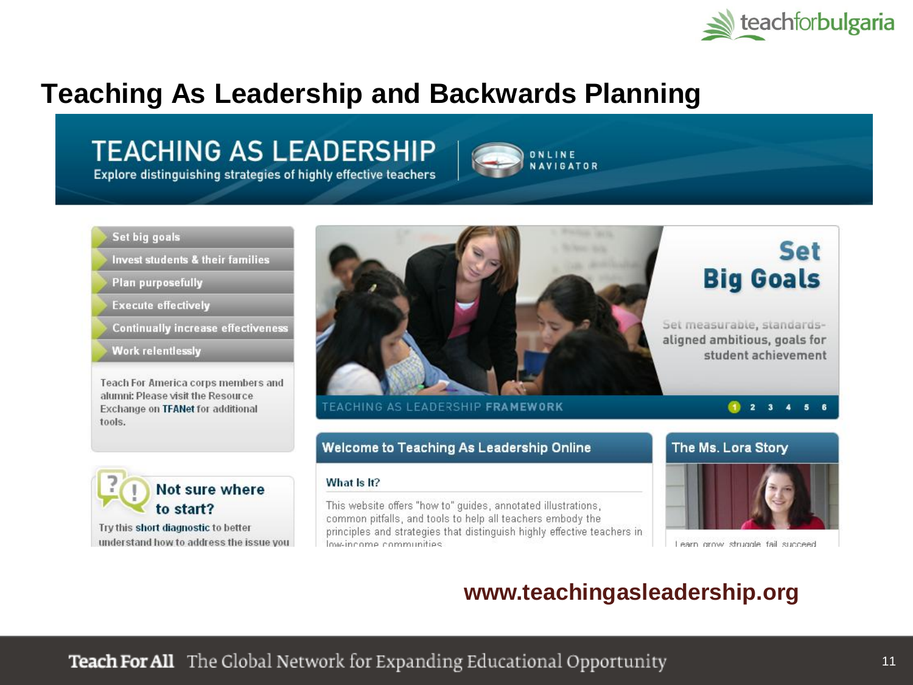# Teaching As Leadership and Backwards Planning

## TEACHING AS LEADERSHIP

Explore distinguishing strategies of highly effective teachers

ONLINE NAVIGATOR

- Set big goals
- Invest students & their families
- Plan purposefully
- Execute effectively
- Continually increase effectiveness
- Work relentlessly

Teach For America corps members and alumni: Please visit the Resource Exchange on **TFANet** for additional tools.

**Set Big Goals**

Set measurable, standards-aligned ambitious, goals for student achievement

TEACHING AS LEADERSHIP **FRAMEWORK** 1 2 3 4 5 6

**Not sure where to start?**

Try this **short diagnostic** to better understand how to address the issue you

**Welcome to Teaching As Leadership Online**

What Is It?

This website offers "how to" guides, annotated illustrations, common pitfalls, and tools to help all teachers embody the principles and strategies that distinguish highly effective teachers in low-income communities

**The Ms. Lora Story**

Learn, grow, struggle, fail, succeed

**www.teachingasleadership.org**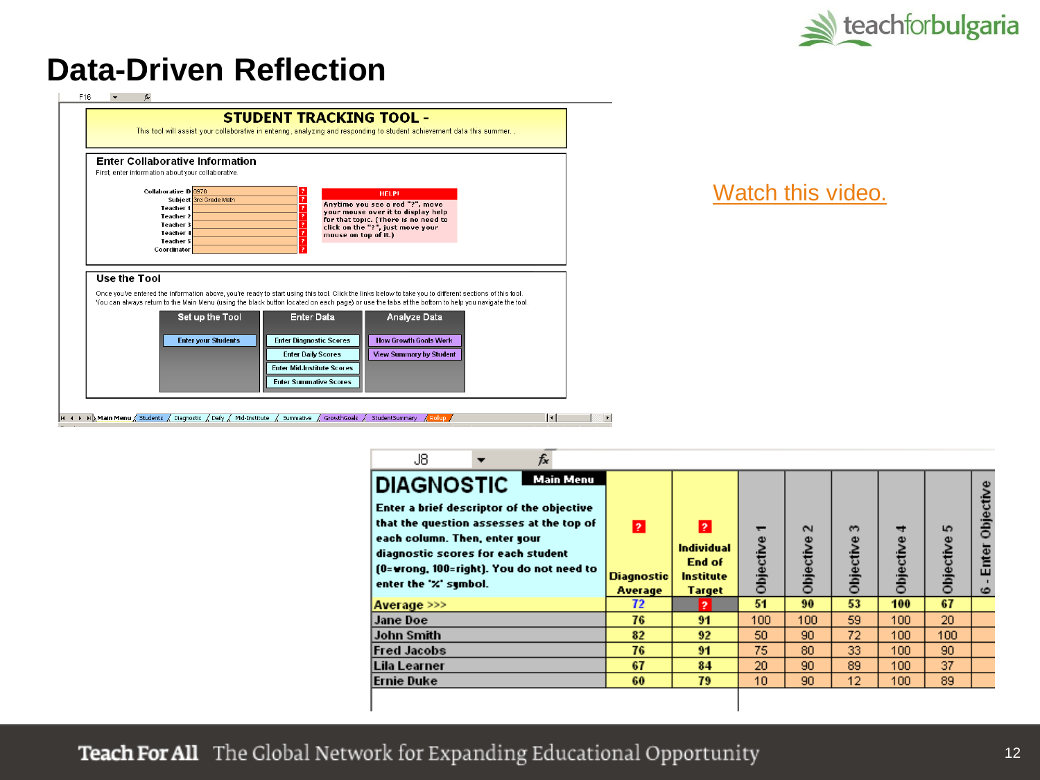# Data-Driven Reflection

## STUDENT TRACKING TOOL -

This tool will assist your collaborative in entering, analyzing and responding to student achievement data this summer.

### Enter Collaborative Information

First, enter information about your collaborative

| | |
|---|---|
| Collaborative ID | 3976 |
| Subject | 3rd Grade Math |
| Teacher 1 | |
| Teacher 2 | |
| Teacher 3 | |
| Teacher 4 | |
| Teacher 5 | |
| Coordinator | |

**HELP!**

Anytime you see a red "?", move your mouse over it to display help for that topic. (There is no need to click on the "?", just move your mouse on top of it.)

### Use the Tool

Once you've entered the information above, you're ready to start using this tool. Click the links below to take you to different sections of this tool. You can always return to the Main Menu (using the black button located on each page) or use the tabs at the bottom to help you navigate the tool.

| Set up the Tool | Enter Data | Analyze Data |
|---|---|---|
| Enter your Students | Enter Diagnostic Scores | How Growth Goals Work |
| | Enter Daily Scores | View Summary by Student |
| | Enter Mid-Institute Scores | |
| | Enter Summative Scores | |

Main Menu / Students / Diagnostic / Daily / Mid-Institute / Summative / GrowthGoals / StudentSummary / Rollup

Watch this video.

## DIAGNOSTIC

Main Menu

Enter a brief descriptor of the objective that the question assesses at the top of each column. Then, enter your diagnostic scores for each student (0=wrong, 100=right). You do not need to enter the '%' symbol.

| | Diagnostic Average | Individual End of Institute Target | Objective 1 | Objective 2 | Objective 3 | Objective 4 | Objective 5 | 6 - Enter Objective |
|---|---|---|---|---|---|---|---|---|
| Average >>> | 72 | ? | 51 | 90 | 53 | 100 | 67 | |
| Jane Doe | 76 | 91 | 100 | 100 | 59 | 100 | 20 | |
| John Smith | 82 | 92 | 50 | 90 | 72 | 100 | 100 | |
| Fred Jacobs | 76 | 91 | 75 | 80 | 33 | 100 | 90 | |
| Lila Learner | 67 | 84 | 20 | 90 | 89 | 100 | 37 | |
| Ernie Duke | 60 | 79 | 10 | 90 | 12 | 100 | 89 | |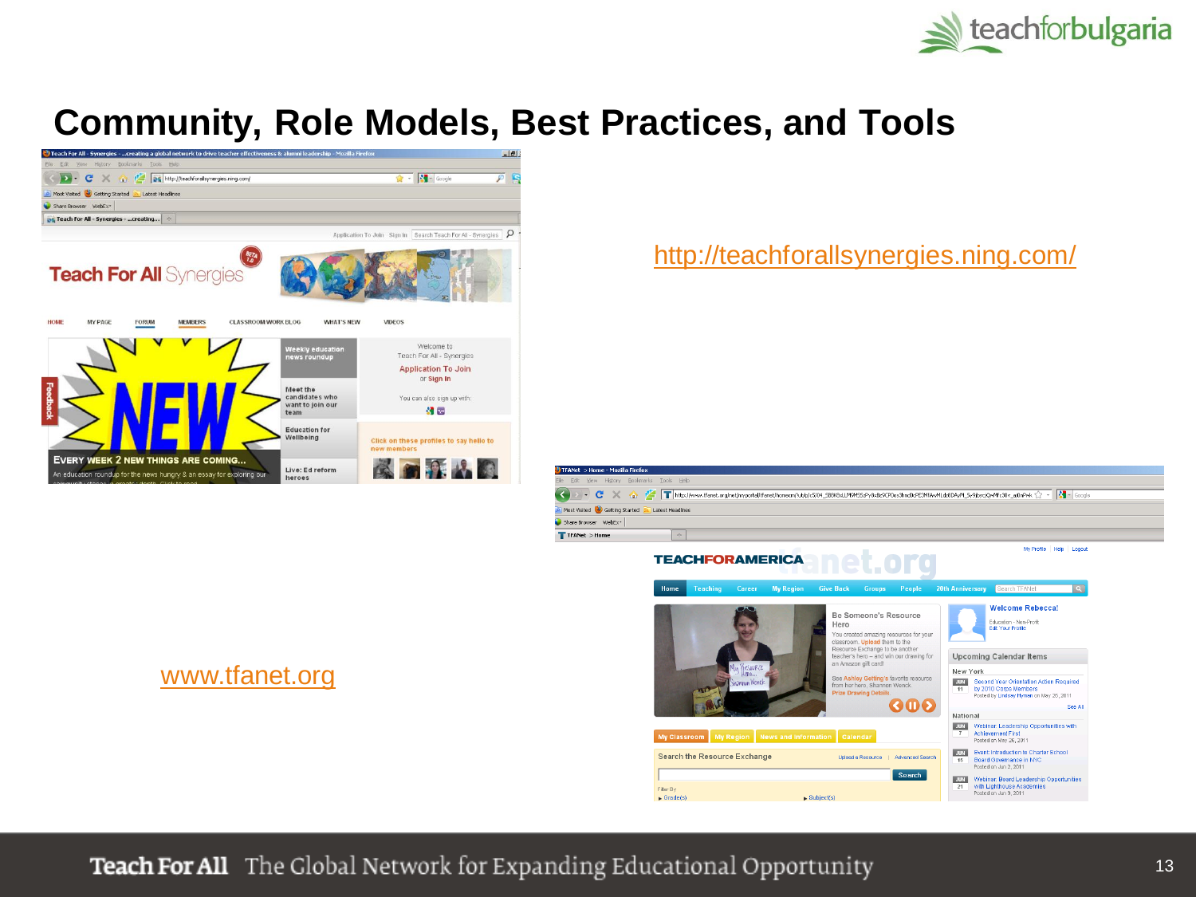# Community, Role Models, Best Practices, and Tools

http://teachforallsynergies.ning.com/

www.tfanet.org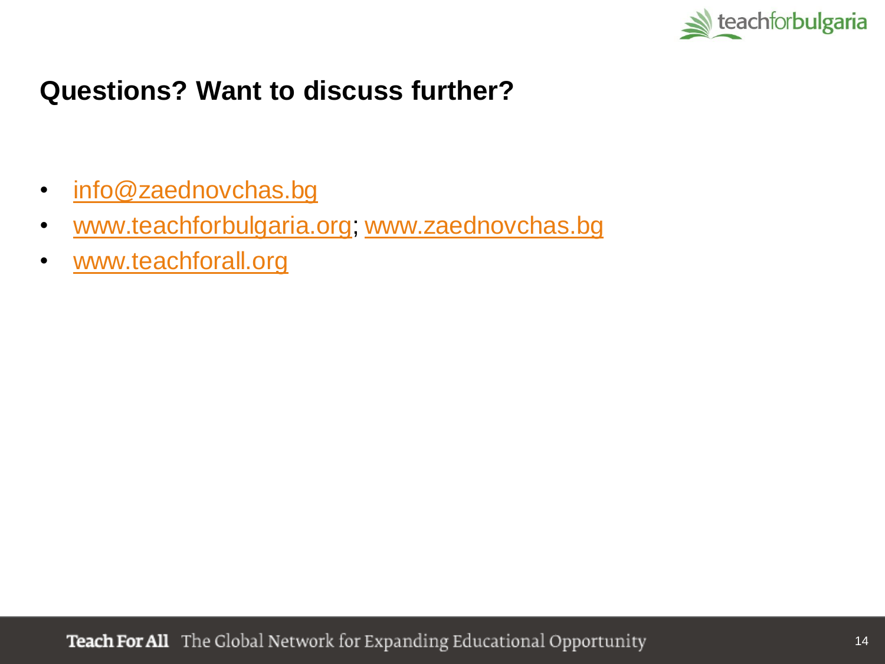## Questions? Want to discuss further?

- info@zaednovchas.bg
- www.teachforbulgaria.org; www.zaednovchas.bg
- www.teachforall.org